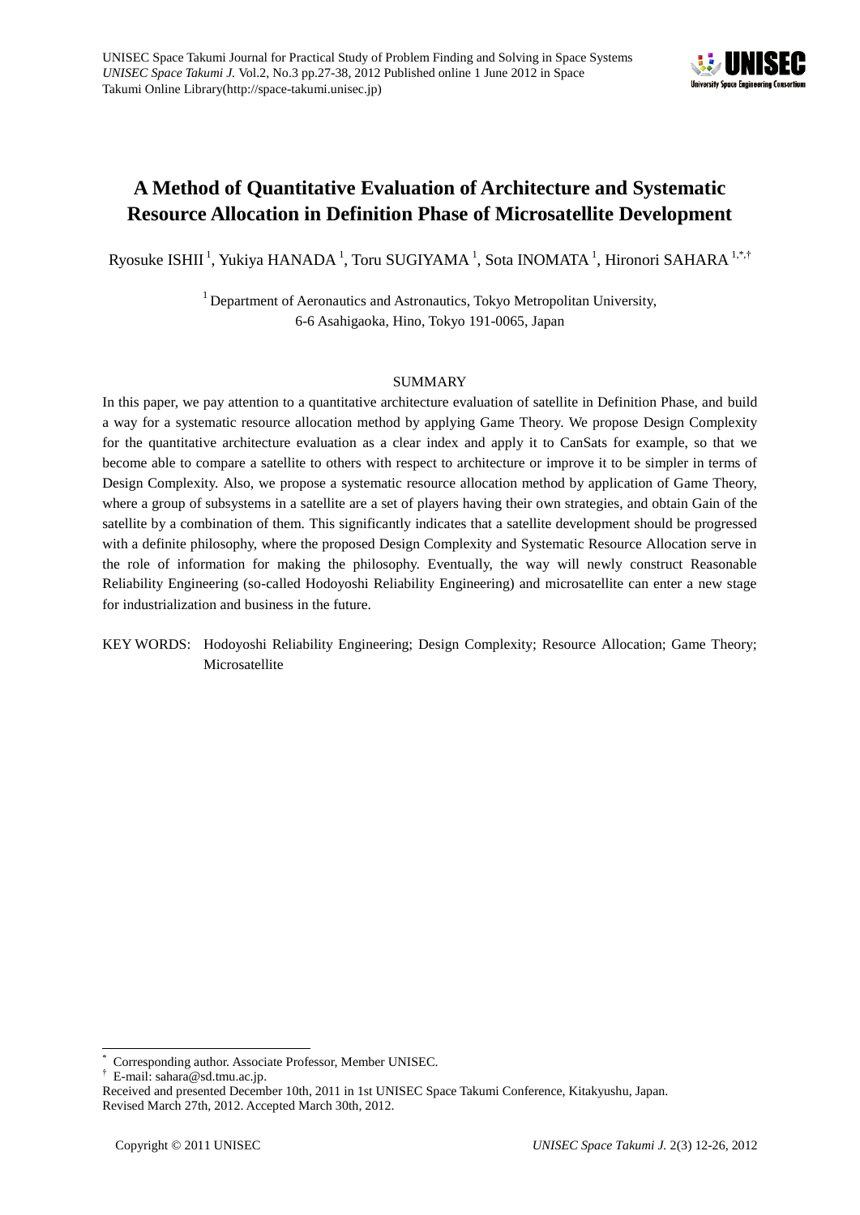# A Method of Quantitative Evaluation of Architecture and Systematic Resource Allocation in Definition Phase of Microsatellite Development

Ryosuke ISHII [1], Yukiya HANADA [1], Toru SUGIYAMA [1], Sota INOMATA [1], Hironori SAHARA [1,*,†]

[1] Department of Aeronautics and Astronautics, Tokyo Metropolitan University, 6-6 Asahigaoka, Hino, Tokyo 191-0065, Japan

## SUMMARY

In this paper, we pay attention to a quantitative architecture evaluation of satellite in Definition Phase, and build a way for a systematic resource allocation method by applying Game Theory. We propose Design Complexity for the quantitative architecture evaluation as a clear index and apply it to CanSats for example, so that we become able to compare a satellite to others with respect to architecture or improve it to be simpler in terms of Design Complexity. Also, we propose a systematic resource allocation method by application of Game Theory, where a group of subsystems in a satellite are a set of players having their own strategies, and obtain Gain of the satellite by a combination of them. This significantly indicates that a satellite development should be progressed with a definite philosophy, where the proposed Design Complexity and Systematic Resource Allocation serve in the role of information for making the philosophy. Eventually, the way will newly construct Reasonable Reliability Engineering (so-called Hodoyoshi Reliability Engineering) and microsatellite can enter a new stage for industrialization and business in the future.

KEY WORDS: Hodoyoshi Reliability Engineering; Design Complexity; Resource Allocation; Game Theory; Microsatellite

---

[*] Corresponding author. Associate Professor, Member UNISEC.
[†] E-mail: sahara@sd.tmu.ac.jp.
Received and presented December 10th, 2011 in 1st UNISEC Space Takumi Conference, Kitakyushu, Japan.
Revised March 27th, 2012. Accepted March 30th, 2012.

Copyright © 2011 UNISEC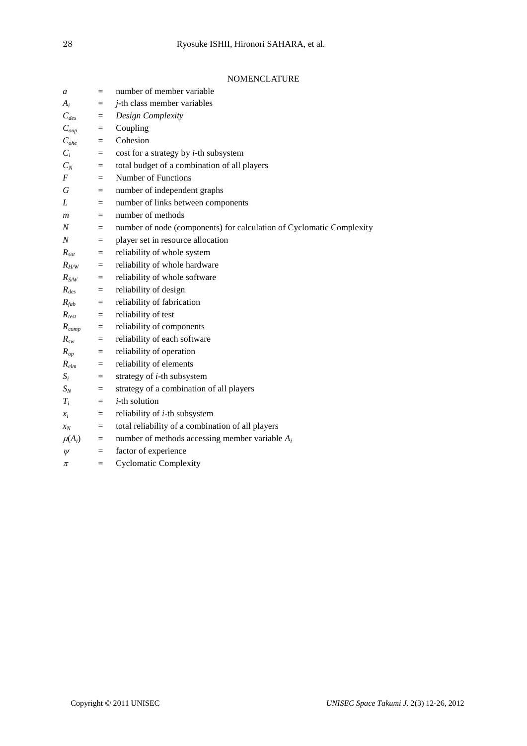## NOMENCLATURE

$a$ = number of member variable
$A_i$ = *j*-th class member variables
$C_{des}$ = *Design Complexity*
$C_{oup}$ = Coupling
$C_{ohe}$ = Cohesion
$C_i$ = cost for a strategy by *i*-th subsystem
$C_N$ = total budget of a combination of all players
$F$ = Number of Functions
$G$ = number of independent graphs
$L$ = number of links between components
$m$ = number of methods
$N$ = number of node (components) for calculation of Cyclomatic Complexity
$N$ = player set in resource allocation
$R_{sat}$ = reliability of whole system
$R_{H/W}$ = reliability of whole hardware
$R_{S/W}$ = reliability of whole software
$R_{des}$ = reliability of design
$R_{fab}$ = reliability of fabrication
$R_{test}$ = reliability of test
$R_{comp}$ = reliability of components
$R_{sw}$ = reliability of each software
$R_{op}$ = reliability of operation
$R_{elm}$ = reliability of elements
$S_i$ = strategy of *i*-th subsystem
$S_N$ = strategy of a combination of all players
$T_i$ = *i*-th solution
$x_i$ = reliability of *i*-th subsystem
$x_N$ = total reliability of a combination of all players
$\mu(A_i)$ = number of methods accessing member variable $A_i$
$\psi$ = factor of experience
$\pi$ = Cyclomatic Complexity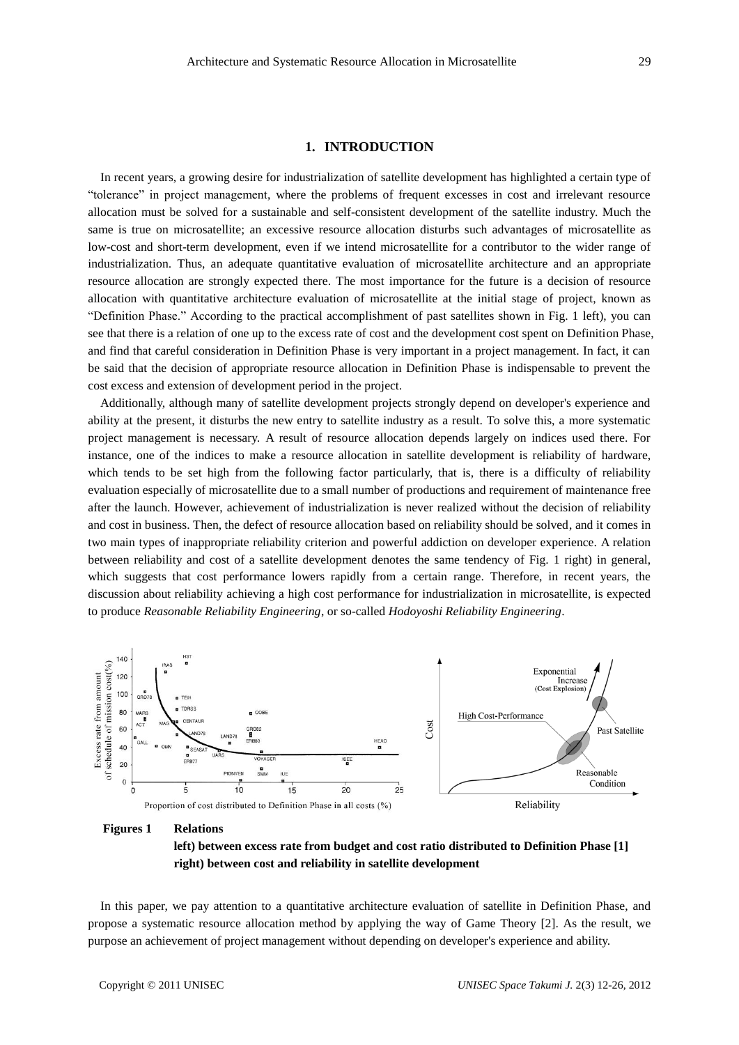## 1. INTRODUCTION

In recent years, a growing desire for industrialization of satellite development has highlighted a certain type of "tolerance" in project management, where the problems of frequent excesses in cost and irrelevant resource allocation must be solved for a sustainable and self-consistent development of the satellite industry. Much the same is true on microsatellite; an excessive resource allocation disturbs such advantages of microsatellite as low-cost and short-term development, even if we intend microsatellite for a contributor to the wider range of industrialization. Thus, an adequate quantitative evaluation of microsatellite architecture and an appropriate resource allocation are strongly expected there. The most importance for the future is a decision of resource allocation with quantitative architecture evaluation of microsatellite at the initial stage of project, known as "Definition Phase." According to the practical accomplishment of past satellites shown in Fig. 1 left), you can see that there is a relation of one up to the excess rate of cost and the development cost spent on Definition Phase, and find that careful consideration in Definition Phase is very important in a project management. In fact, it can be said that the decision of appropriate resource allocation in Definition Phase is indispensable to prevent the cost excess and extension of development period in the project.

Additionally, although many of satellite development projects strongly depend on developer's experience and ability at the present, it disturbs the new entry to satellite industry as a result. To solve this, a more systematic project management is necessary. A result of resource allocation depends largely on indices used there. For instance, one of the indices to make a resource allocation in satellite development is reliability of hardware, which tends to be set high from the following factor particularly, that is, there is a difficulty of reliability evaluation especially of microsatellite due to a small number of productions and requirement of maintenance free after the launch. However, achievement of industrialization is never realized without the decision of reliability and cost in business. Then, the defect of resource allocation based on reliability should be solved, and it comes in two main types of inappropriate reliability criterion and powerful addiction on developer experience. A relation between reliability and cost of a satellite development denotes the same tendency of Fig. 1 right) in general, which suggests that cost performance lowers rapidly from a certain range. Therefore, in recent years, the discussion about reliability achieving a high cost performance for industrialization in microsatellite, is expected to produce *Reasonable Reliability Engineering*, or so-called *Hodoyoshi Reliability Engineering*.

**Figures 1 Relations**
**left) between excess rate from budget and cost ratio distributed to Definition Phase [1]**
**right) between cost and reliability in satellite development**

In this paper, we pay attention to a quantitative architecture evaluation of satellite in Definition Phase, and propose a systematic resource allocation method by applying the way of Game Theory [2]. As the result, we purpose an achievement of project management without depending on developer's experience and ability.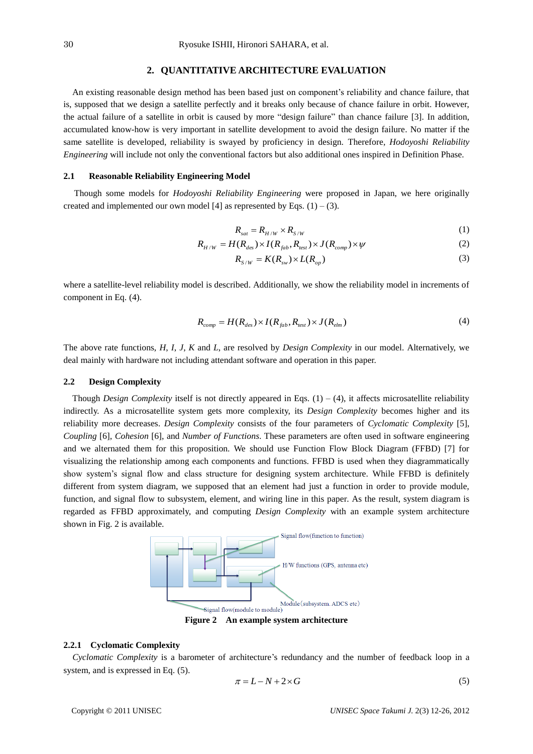## 2. QUANTITATIVE ARCHITECTURE EVALUATION

An existing reasonable design method has been based just on component's reliability and chance failure, that is, supposed that we design a satellite perfectly and it breaks only because of chance failure in orbit. However, the actual failure of a satellite in orbit is caused by more "design failure" than chance failure [3]. In addition, accumulated know-how is very important in satellite development to avoid the design failure. No matter if the same satellite is developed, reliability is swayed by proficiency in design. Therefore, *Hodoyoshi Reliability Engineering* will include not only the conventional factors but also additional ones inspired in Definition Phase.

### 2.1 Reasonable Reliability Engineering Model

Though some models for *Hodoyoshi Reliability Engineering* were proposed in Japan, we here originally created and implemented our own model [4] as represented by Eqs. (1) – (3).

$$R_{sat} = R_{H/W} \times R_{S/W} \tag{1}$$

$$R_{H/W} = H(R_{des}) \times I(R_{fab}, R_{test}) \times J(R_{comp}) \times \psi \tag{2}$$

$$R_{S/W} = K(R_{sw}) \times L(R_{op}) \tag{3}$$

where a satellite-level reliability model is described. Additionally, we show the reliability model in increments of component in Eq. (4).

$$R_{comp} = H(R_{des}) \times I(R_{fab}, R_{test}) \times J(R_{elm}) \tag{4}$$

The above rate functions, *H*, *I*, *J*, *K* and *L*, are resolved by *Design Complexity* in our model. Alternatively, we deal mainly with hardware not including attendant software and operation in this paper.

### 2.2 Design Complexity

Though *Design Complexity* itself is not directly appeared in Eqs. (1) – (4), it affects microsatellite reliability indirectly. As a microsatellite system gets more complexity, its *Design Complexity* becomes higher and its reliability more decreases. *Design Complexity* consists of the four parameters of *Cyclomatic Complexity* [5], *Coupling* [6], *Cohesion* [6], and *Number of Functions*. These parameters are often used in software engineering and we alternated them for this proposition. We should use Function Flow Block Diagram (FFBD) [7] for visualizing the relationship among each components and functions. FFBD is used when they diagrammatically show system's signal flow and class structure for designing system architecture. While FFBD is definitely different from system diagram, we supposed that an element had just a function in order to provide module, function, and signal flow to subsystem, element, and wiring line in this paper. As the result, system diagram is regarded as FFBD approximately, and computing *Design Complexity* with an example system architecture shown in Fig. 2 is available.

Signal flow(function to function)

H/W functions (GPS, antenna etc)

Module (subsystem. ADCS etc)

Signal flow(module to module)

**Figure 2 An example system architecture**

#### 2.2.1 Cyclomatic Complexity

*Cyclomatic Complexity* is a barometer of architecture's redundancy and the number of feedback loop in a system, and is expressed in Eq. (5).

$$\pi = L - N + 2 \times G \tag{5}$$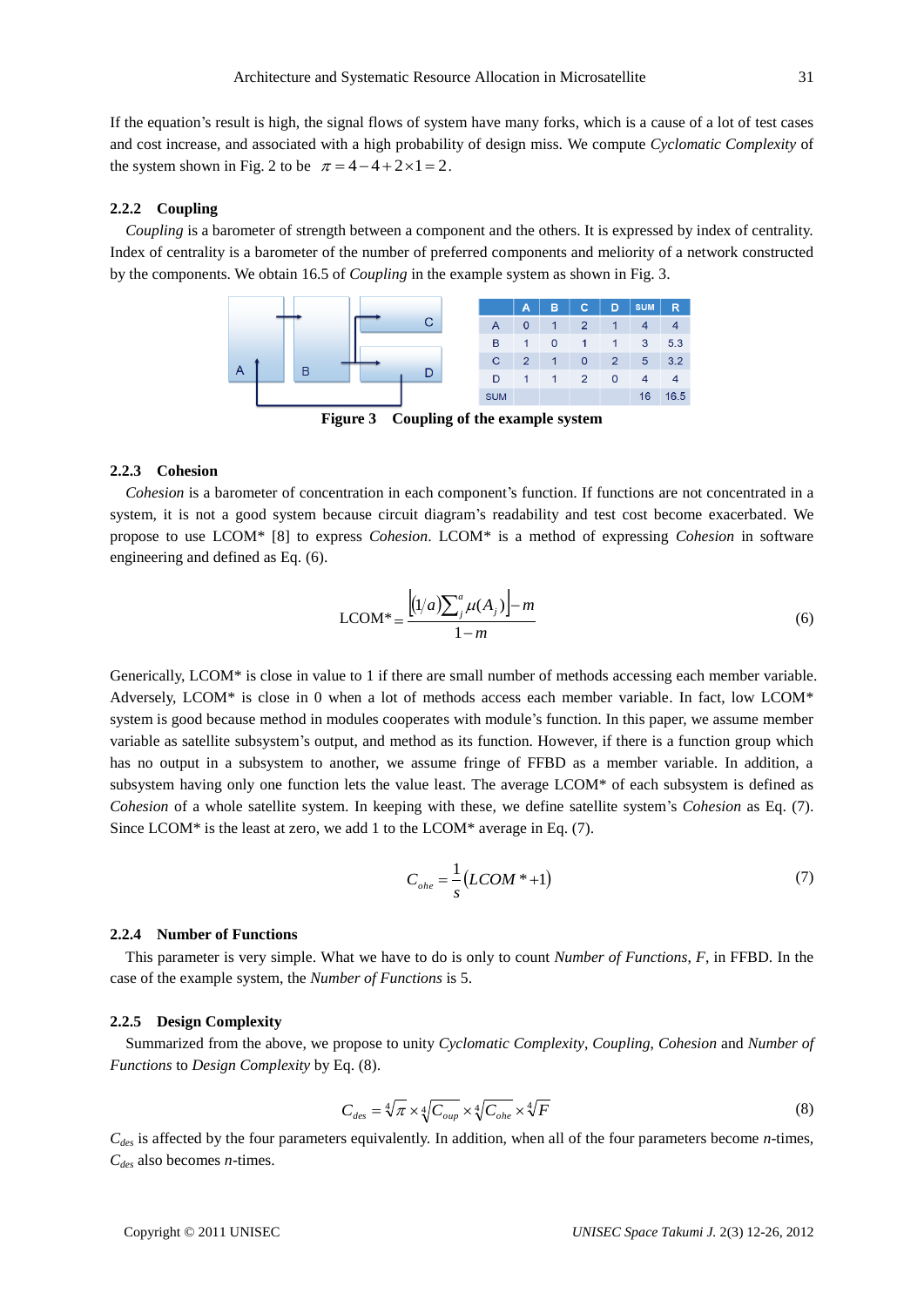If the equation's result is high, the signal flows of system have many forks, which is a cause of a lot of test cases and cost increase, and associated with a high probability of design miss. We compute *Cyclomatic Complexity* of the system shown in Fig. 2 to be $\pi = 4 - 4 + 2 \times 1 = 2$.

### 2.2.2 Coupling

*Coupling* is a barometer of strength between a component and the others. It is expressed by index of centrality. Index of centrality is a barometer of the number of preferred components and meliority of a network constructed by the components. We obtain 16.5 of *Coupling* in the example system as shown in Fig. 3.

|  | A | B | C | D | SUM | R |
|---|---|---|---|---|---|---|
| A | 0 | 1 | 2 | 1 | 4 | 4 |
| B | 1 | 0 | 1 | 1 | 3 | 5.3 |
| C | 2 | 1 | 0 | 2 | 5 | 3.2 |
| D | 1 | 1 | 2 | 0 | 4 | 4 |
| SUM |  |  |  |  | 16 | 16.5 |

**Figure 3　Coupling of the example system**

### 2.2.3 Cohesion

*Cohesion* is a barometer of concentration in each component's function. If functions are not concentrated in a system, it is not a good system because circuit diagram's readability and test cost become exacerbated. We propose to use LCOM* [8] to express *Cohesion*. LCOM* is a method of expressing *Cohesion* in software engineering and defined as Eq. (6).

$$\text{LCOM*} = \frac{\left[ (1/a) \sum_{j}^{a} \mu(A_j) \right] - m}{1 - m} \tag{6}$$

Generically, LCOM* is close in value to 1 if there are small number of methods accessing each member variable. Adversely, LCOM* is close in 0 when a lot of methods access each member variable. In fact, low LCOM* system is good because method in modules cooperates with module's function. In this paper, we assume member variable as satellite subsystem's output, and method as its function. However, if there is a function group which has no output in a subsystem to another, we assume fringe of FFBD as a member variable. In addition, a subsystem having only one function lets the value least. The average LCOM* of each subsystem is defined as *Cohesion* of a whole satellite system. In keeping with these, we define satellite system's *Cohesion* as Eq. (7). Since LCOM* is the least at zero, we add 1 to the LCOM* average in Eq. (7).

$$C_{ohe} = \frac{1}{s}\left( LCOM* + 1 \right) \tag{7}$$

### 2.2.4 Number of Functions

This parameter is very simple. What we have to do is only to count *Number of Functions*, *F*, in FFBD. In the case of the example system, the *Number of Functions* is 5.

### 2.2.5 Design Complexity

Summarized from the above, we propose to unity *Cyclomatic Complexity*, *Coupling*, *Cohesion* and *Number of Functions* to *Design Complexity* by Eq. (8).

$$C_{des} = \sqrt[4]{\pi} \times \sqrt[4]{C_{oup}} \times \sqrt[4]{C_{ohe}} \times \sqrt[4]{F} \tag{8}$$

$C_{des}$ is affected by the four parameters equivalently. In addition, when all of the four parameters become $n$-times, $C_{des}$ also becomes $n$-times.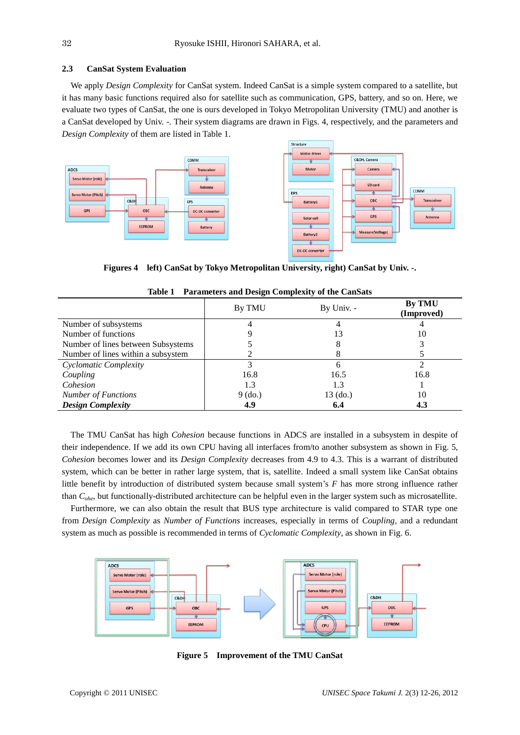### 2.3 CanSat System Evaluation

We apply *Design Complexity* for CanSat system. Indeed CanSat is a simple system compared to a satellite, but it has many basic functions required also for satellite such as communication, GPS, battery, and so on. Here, we evaluate two types of CanSat, the one is ours developed in Tokyo Metropolitan University (TMU) and another is a CanSat developed by Univ. -. Their system diagrams are drawn in Figs. 4, respectively, and the parameters and *Design Complexity* of them are listed in Table 1.

**Figures 4 left) CanSat by Tokyo Metropolitan University, right) CanSat by Univ. -.**

**Table 1 Parameters and Design Complexity of the CanSats**

| | By TMU | By Univ. - | **By TMU (Improved)** |
|---|---|---|---|
| Number of subsystems | 4 | 4 | 4 |
| Number of functions | 9 | 13 | 10 |
| Number of lines between Subsystems | 5 | 8 | 3 |
| Number of lines within a subsystem | 2 | 8 | 5 |
| *Cyclomatic Complexity* | 3 | 6 | 2 |
| *Coupling* | 16.8 | 16.5 | 16.8 |
| *Cohesion* | 1.3 | 1.3 | 1 |
| *Number of Functions* | 9 (do.) | 13 (do.) | 10 |
| ***Design Complexity*** | **4.9** | **6.4** | **4.3** |

The TMU CanSat has high *Cohesion* because functions in ADCS are installed in a subsystem in despite of their independence. If we add its own CPU having all interfaces from/to another subsystem as shown in Fig. 5, *Cohesion* becomes lower and its *Design Complexity* decreases from 4.9 to 4.3. This is a warrant of distributed system, which can be better in rather large system, that is, satellite. Indeed a small system like CanSat obtains little benefit by introduction of distributed system because small system's $F$ has more strong influence rather than $C_{ohe}$, but functionally-distributed architecture can be helpful even in the larger system such as microsatellite.

Furthermore, we can also obtain the result that BUS type architecture is valid compared to STAR type one from *Design Complexity* as *Number of Functions* increases, especially in terms of *Coupling*, and a redundant system as much as possible is recommended in terms of *Cyclomatic Complexity*, as shown in Fig. 6.

**Figure 5 Improvement of the TMU CanSat**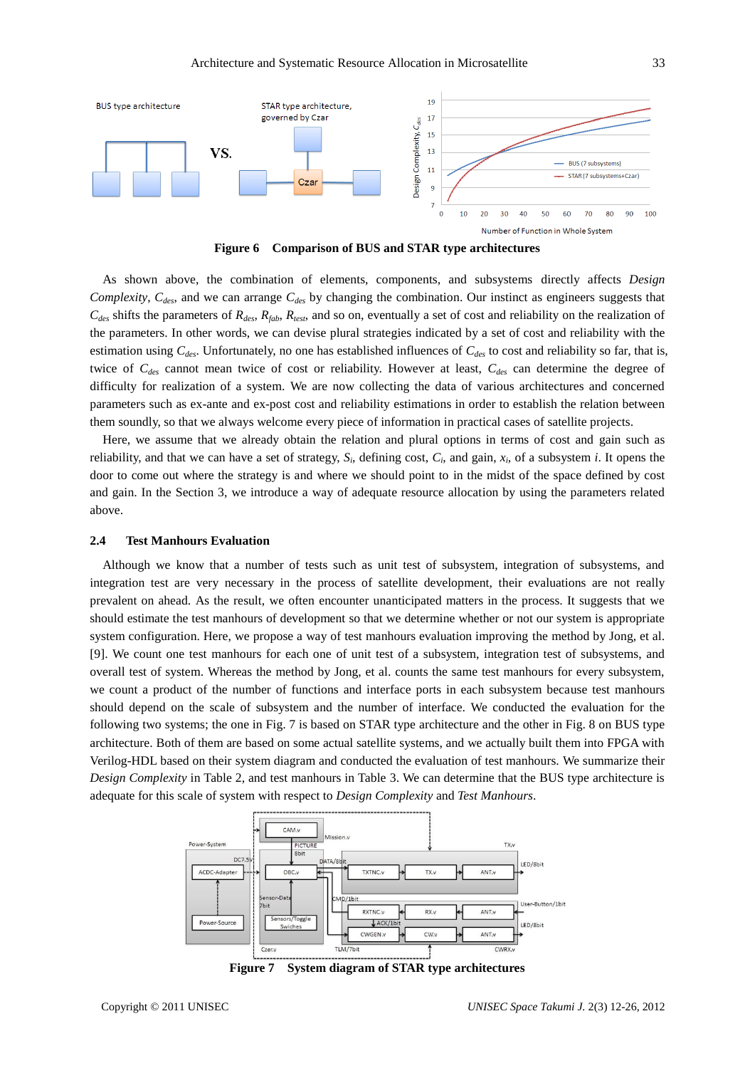**Figure 6 Comparison of BUS and STAR type architectures**

As shown above, the combination of elements, components, and subsystems directly affects *Design Complexity*, $C_{des}$, and we can arrange $C_{des}$ by changing the combination. Our instinct as engineers suggests that $C_{des}$ shifts the parameters of $R_{des}$, $R_{fab}$, $R_{test}$, and so on, eventually a set of cost and reliability on the realization of the parameters. In other words, we can devise plural strategies indicated by a set of cost and reliability with the estimation using $C_{des}$. Unfortunately, no one has established influences of $C_{des}$ to cost and reliability so far, that is, twice of $C_{des}$ cannot mean twice of cost or reliability. However at least, $C_{des}$ can determine the degree of difficulty for realization of a system. We are now collecting the data of various architectures and concerned parameters such as ex-ante and ex-post cost and reliability estimations in order to establish the relation between them soundly, so that we always welcome every piece of information in practical cases of satellite projects.

Here, we assume that we already obtain the relation and plural options in terms of cost and gain such as reliability, and that we can have a set of strategy, $S_i$, defining cost, $C_i$, and gain, $x_i$, of a subsystem $i$. It opens the door to come out where the strategy is and where we should point to in the midst of the space defined by cost and gain. In the Section 3, we introduce a way of adequate resource allocation by using the parameters related above.

### 2.4 Test Manhours Evaluation

Although we know that a number of tests such as unit test of subsystem, integration of subsystems, and integration test are very necessary in the process of satellite development, their evaluations are not really prevalent on ahead. As the result, we often encounter unanticipated matters in the process. It suggests that we should estimate the test manhours of development so that we determine whether or not our system is appropriate system configuration. Here, we propose a way of test manhours evaluation improving the method by Jong, et al. [9]. We count one test manhours for each one of unit test of a subsystem, integration test of subsystems, and overall test of system. Whereas the method by Jong, et al. counts the same test manhours for every subsystem, we count a product of the number of functions and interface ports in each subsystem because test manhours should depend on the scale of subsystem and the number of interface. We conducted the evaluation for the following two systems; the one in Fig. 7 is based on STAR type architecture and the other in Fig. 8 on BUS type architecture. Both of them are based on some actual satellite systems, and we actually built them into FPGA with Verilog-HDL based on their system diagram and conducted the evaluation of test manhours. We summarize their *Design Complexity* in Table 2, and test manhours in Table 3. We can determine that the BUS type architecture is adequate for this scale of system with respect to *Design Complexity* and *Test Manhours*.

**Figure 7 System diagram of STAR type architectures**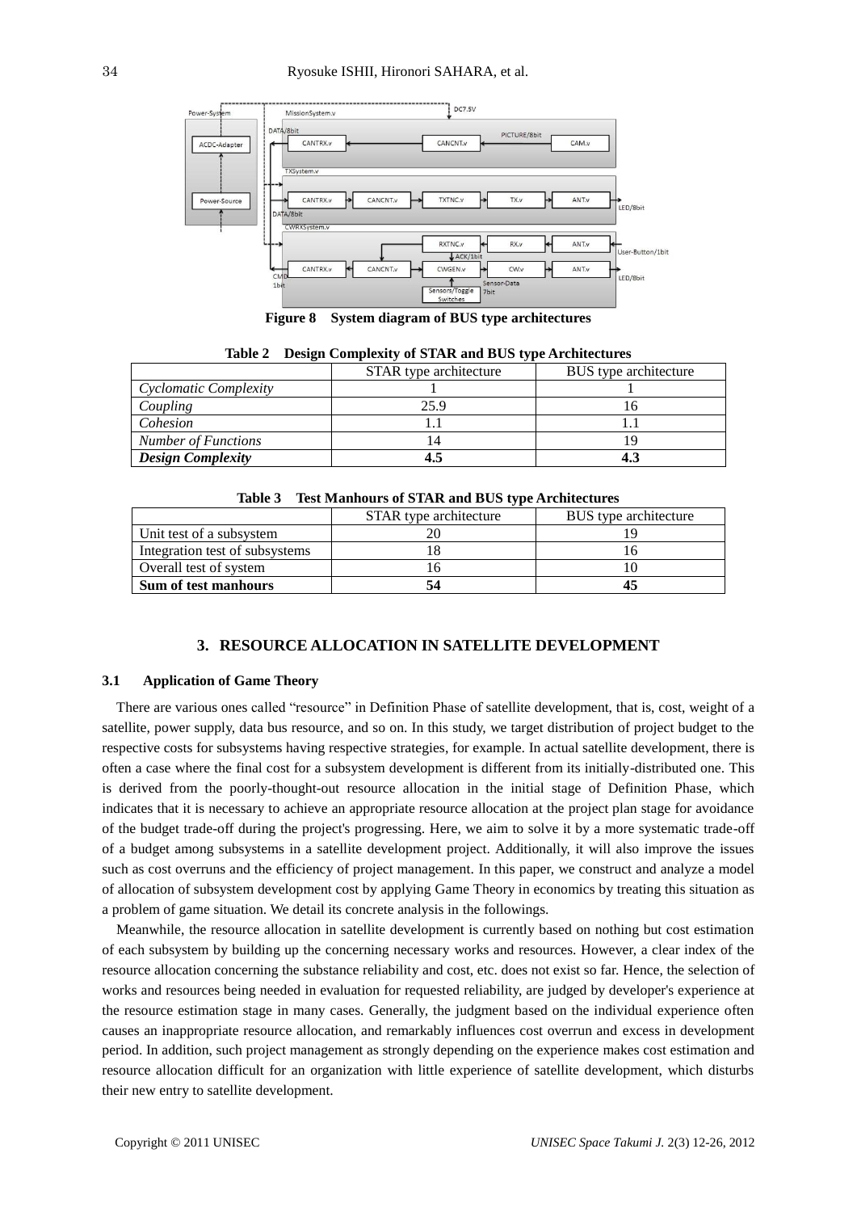**Figure 8 System diagram of BUS type architectures**

**Table 2 Design Complexity of STAR and BUS type Architectures**

| | STAR type architecture | BUS type architecture |
|---|---|---|
| *Cyclomatic Complexity* | 1 | 1 |
| *Coupling* | 25.9 | 16 |
| *Cohesion* | 1.1 | 1.1 |
| *Number of Functions* | 14 | 19 |
| ***Design Complexity*** | **4.5** | **4.3** |

**Table 3 Test Manhours of STAR and BUS type Architectures**

| | STAR type architecture | BUS type architecture |
|---|---|---|
| Unit test of a subsystem | 20 | 19 |
| Integration test of subsystems | 18 | 16 |
| Overall test of system | 16 | 10 |
| **Sum of test manhours** | **54** | **45** |

## 3. RESOURCE ALLOCATION IN SATELLITE DEVELOPMENT

### 3.1 Application of Game Theory

There are various ones called "resource" in Definition Phase of satellite development, that is, cost, weight of a satellite, power supply, data bus resource, and so on. In this study, we target distribution of project budget to the respective costs for subsystems having respective strategies, for example. In actual satellite development, there is often a case where the final cost for a subsystem development is different from its initially-distributed one. This is derived from the poorly-thought-out resource allocation in the initial stage of Definition Phase, which indicates that it is necessary to achieve an appropriate resource allocation at the project plan stage for avoidance of the budget trade-off during the project's progressing. Here, we aim to solve it by a more systematic trade-off of a budget among subsystems in a satellite development project. Additionally, it will also improve the issues such as cost overruns and the efficiency of project management. In this paper, we construct and analyze a model of allocation of subsystem development cost by applying Game Theory in economics by treating this situation as a problem of game situation. We detail its concrete analysis in the followings.

Meanwhile, the resource allocation in satellite development is currently based on nothing but cost estimation of each subsystem by building up the concerning necessary works and resources. However, a clear index of the resource allocation concerning the substance reliability and cost, etc. does not exist so far. Hence, the selection of works and resources being needed in evaluation for requested reliability, are judged by developer's experience at the resource estimation stage in many cases. Generally, the judgment based on the individual experience often causes an inappropriate resource allocation, and remarkably influences cost overrun and excess in development period. In addition, such project management as strongly depending on the experience makes cost estimation and resource allocation difficult for an organization with little experience of satellite development, which disturbs their new entry to satellite development.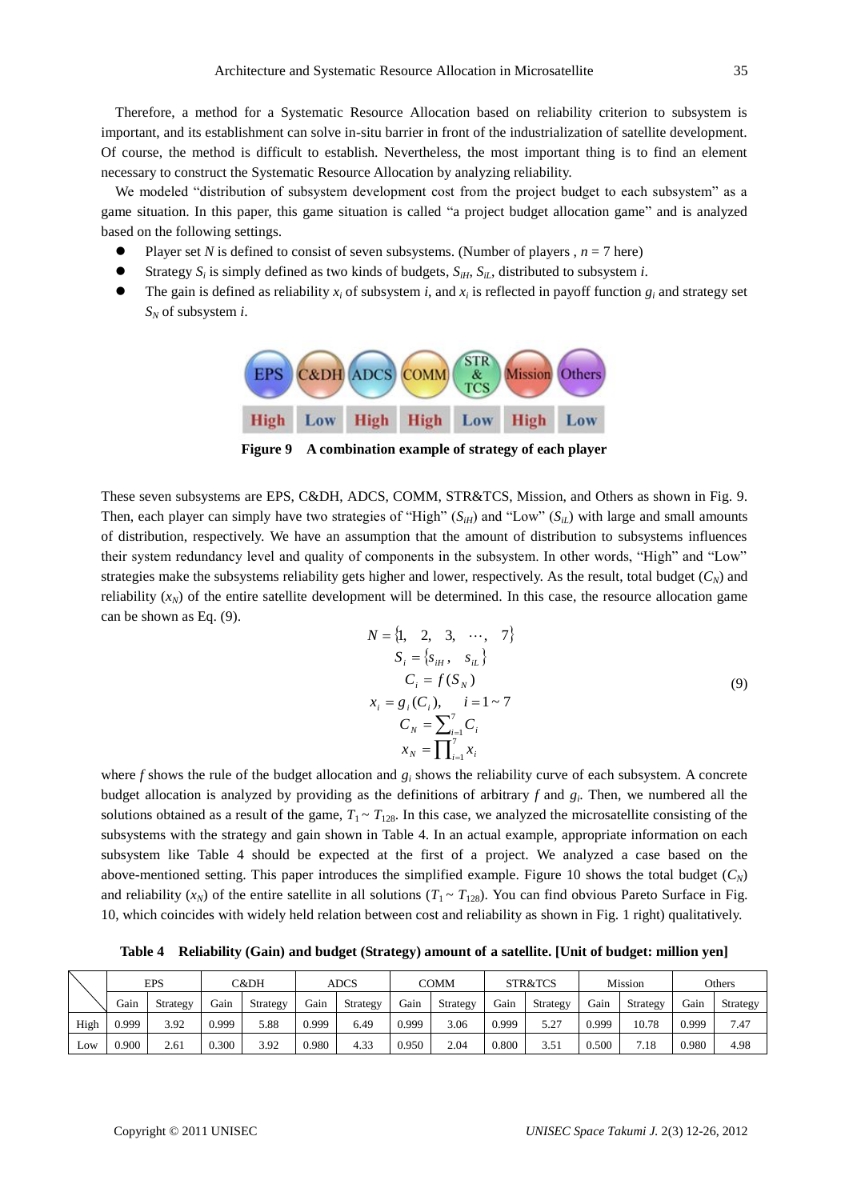Therefore, a method for a Systematic Resource Allocation based on reliability criterion to subsystem is important, and its establishment can solve in-situ barrier in front of the industrialization of satellite development. Of course, the method is difficult to establish. Nevertheless, the most important thing is to find an element necessary to construct the Systematic Resource Allocation by analyzing reliability.

We modeled "distribution of subsystem development cost from the project budget to each subsystem" as a game situation. In this paper, this game situation is called "a project budget allocation game" and is analyzed based on the following settings.

- Player set $N$ is defined to consist of seven subsystems. (Number of players , $n = 7$ here)
- Strategy $S_i$ is simply defined as two kinds of budgets, $S_{iH}$, $S_{iL}$, distributed to subsystem $i$.
- The gain is defined as reliability $x_i$ of subsystem $i$, and $x_i$ is reflected in payoff function $g_i$ and strategy set $S_N$ of subsystem $i$.

| EPS | C&DH | ADCS | COMM | STR & TCS | Mission | Others |
|---|---|---|---|---|---|---|
| High | Low | High | High | Low | High | Low |

**Figure 9 A combination example of strategy of each player**

These seven subsystems are EPS, C&DH, ADCS, COMM, STR&TCS, Mission, and Others as shown in Fig. 9. Then, each player can simply have two strategies of "High" ($S_{iH}$) and "Low" ($S_{iL}$) with large and small amounts of distribution, respectively. We have an assumption that the amount of distribution to subsystems influences their system redundancy level and quality of components in the subsystem. In other words, "High" and "Low" strategies make the subsystems reliability gets higher and lower, respectively. As the result, total budget ($C_N$) and reliability ($x_N$) of the entire satellite development will be determined. In this case, the resource allocation game can be shown as Eq. (9).

$$
\begin{gathered}
N = \{1, \ 2, \ 3, \ \cdots, \ 7\} \\
S_i = \{s_{iH}, \ \ s_{iL}\} \\
C_i = f(S_N) \\
x_i = g_i(C_i), \qquad i = 1 \sim 7 \\
C_N = \sum_{i=1}^{7} C_i \\
x_N = \prod_{i=1}^{7} x_i
\end{gathered}
\tag{9}
$$

where $f$ shows the rule of the budget allocation and $g_i$ shows the reliability curve of each subsystem. A concrete budget allocation is analyzed by providing as the definitions of arbitrary $f$ and $g_i$. Then, we numbered all the solutions obtained as a result of the game, $T_1 \sim T_{128}$. In this case, we analyzed the microsatellite consisting of the subsystems with the strategy and gain shown in Table 4. In an actual example, appropriate information on each subsystem like Table 4 should be expected at the first of a project. We analyzed a case based on the above-mentioned setting. This paper introduces the simplified example. Figure 10 shows the total budget ($C_N$) and reliability ($x_N$) of the entire satellite in all solutions ($T_1 \sim T_{128}$). You can find obvious Pareto Surface in Fig. 10, which coincides with widely held relation between cost and reliability as shown in Fig. 1 right) qualitatively.

**Table 4 Reliability (Gain) and budget (Strategy) amount of a satellite. [Unit of budget: million yen]**

| | EPS | | C&DH | | ADCS | | COMM | | STR&TCS | | Mission | | Others | |
|---|---|---|---|---|---|---|---|---|---|---|---|---|---|---|
| | Gain | Strategy | Gain | Strategy | Gain | Strategy | Gain | Strategy | Gain | Strategy | Gain | Strategy | Gain | Strategy |
| High | 0.999 | 3.92 | 0.999 | 5.88 | 0.999 | 6.49 | 0.999 | 3.06 | 0.999 | 5.27 | 0.999 | 10.78 | 0.999 | 7.47 |
| Low | 0.900 | 2.61 | 0.300 | 3.92 | 0.980 | 4.33 | 0.950 | 2.04 | 0.800 | 3.51 | 0.500 | 7.18 | 0.980 | 4.98 |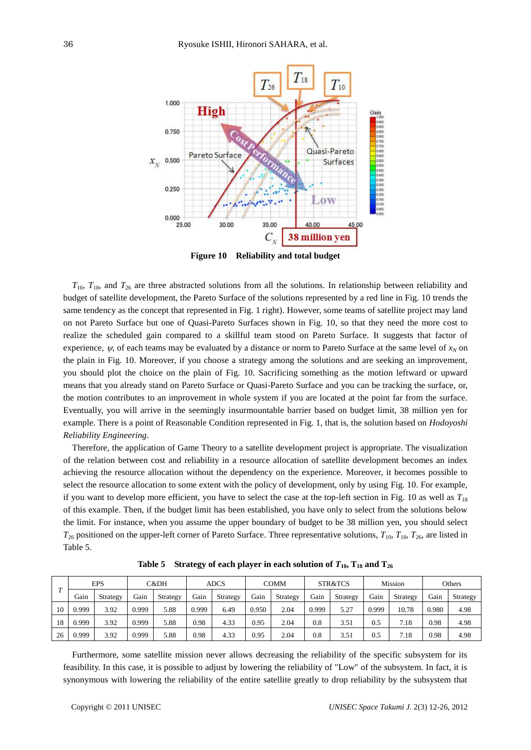**Figure 10 Reliability and total budget**

$T_{10}$, $T_{18}$, and $T_{26}$ are three abstracted solutions from all the solutions. In relationship between reliability and budget of satellite development, the Pareto Surface of the solutions represented by a red line in Fig. 10 trends the same tendency as the concept that represented in Fig. 1 right). However, some teams of satellite project may land on not Pareto Surface but one of Quasi-Pareto Surfaces shown in Fig. 10, so that they need the more cost to realize the scheduled gain compared to a skillful team stood on Pareto Surface. It suggests that factor of experience, $\psi$, of each teams may be evaluated by a distance or norm to Pareto Surface at the same level of $x_N$ on the plain in Fig. 10. Moreover, if you choose a strategy among the solutions and are seeking an improvement, you should plot the choice on the plain of Fig. 10. Sacrificing something as the motion leftward or upward means that you already stand on Pareto Surface or Quasi-Pareto Surface and you can be tracking the surface, or, the motion contributes to an improvement in whole system if you are located at the point far from the surface. Eventually, you will arrive in the seemingly insurmountable barrier based on budget limit, 38 million yen for example. There is a point of Reasonable Condition represented in Fig. 1, that is, the solution based on *Hodoyoshi Reliability Engineering*.

Therefore, the application of Game Theory to a satellite development project is appropriate. The visualization of the relation between cost and reliability in a resource allocation of satellite development becomes an index achieving the resource allocation without the dependency on the experience. Moreover, it becomes possible to select the resource allocation to some extent with the policy of development, only by using Fig. 10. For example, if you want to develop more efficient, you have to select the case at the top-left section in Fig. 10 as well as $T_{18}$ of this example. Then, if the budget limit has been established, you have only to select from the solutions below the limit. For instance, when you assume the upper boundary of budget to be 38 million yen, you should select $T_{26}$ positioned on the upper-left corner of Pareto Surface. Three representative solutions, $T_{10}$, $T_{18}$, $T_{26}$, are listed in Table 5.

**Table 5 Strategy of each player in each solution of $T_{10}$, $T_{18}$ and $T_{26}$**

| $T$ | EPS | | C&DH | | ADCS | | COMM | | STR&TCS | | Mission | | Others | |
|---|---|---|---|---|---|---|---|---|---|---|---|---|---|---|
| | Gain | Strategy | Gain | Strategy | Gain | Strategy | Gain | Strategy | Gain | Strategy | Gain | Strategy | Gain | Strategy |
| 10 | 0.999 | 3.92 | 0.999 | 5.88 | 0.999 | 6.49 | 0.950 | 2.04 | 0.999 | 5.27 | 0.999 | 10.78 | 0.980 | 4.98 |
| 18 | 0.999 | 3.92 | 0.999 | 5.88 | 0.98 | 4.33 | 0.95 | 2.04 | 0.8 | 3.51 | 0.5 | 7.18 | 0.98 | 4.98 |
| 26 | 0.999 | 3.92 | 0.999 | 5.88 | 0.98 | 4.33 | 0.95 | 2.04 | 0.8 | 3.51 | 0.5 | 7.18 | 0.98 | 4.98 |

Furthermore, some satellite mission never allows decreasing the reliability of the specific subsystem for its feasibility. In this case, it is possible to adjust by lowering the reliability of "Low" of the subsystem. In fact, it is synonymous with lowering the reliability of the entire satellite greatly to drop reliability by the subsystem that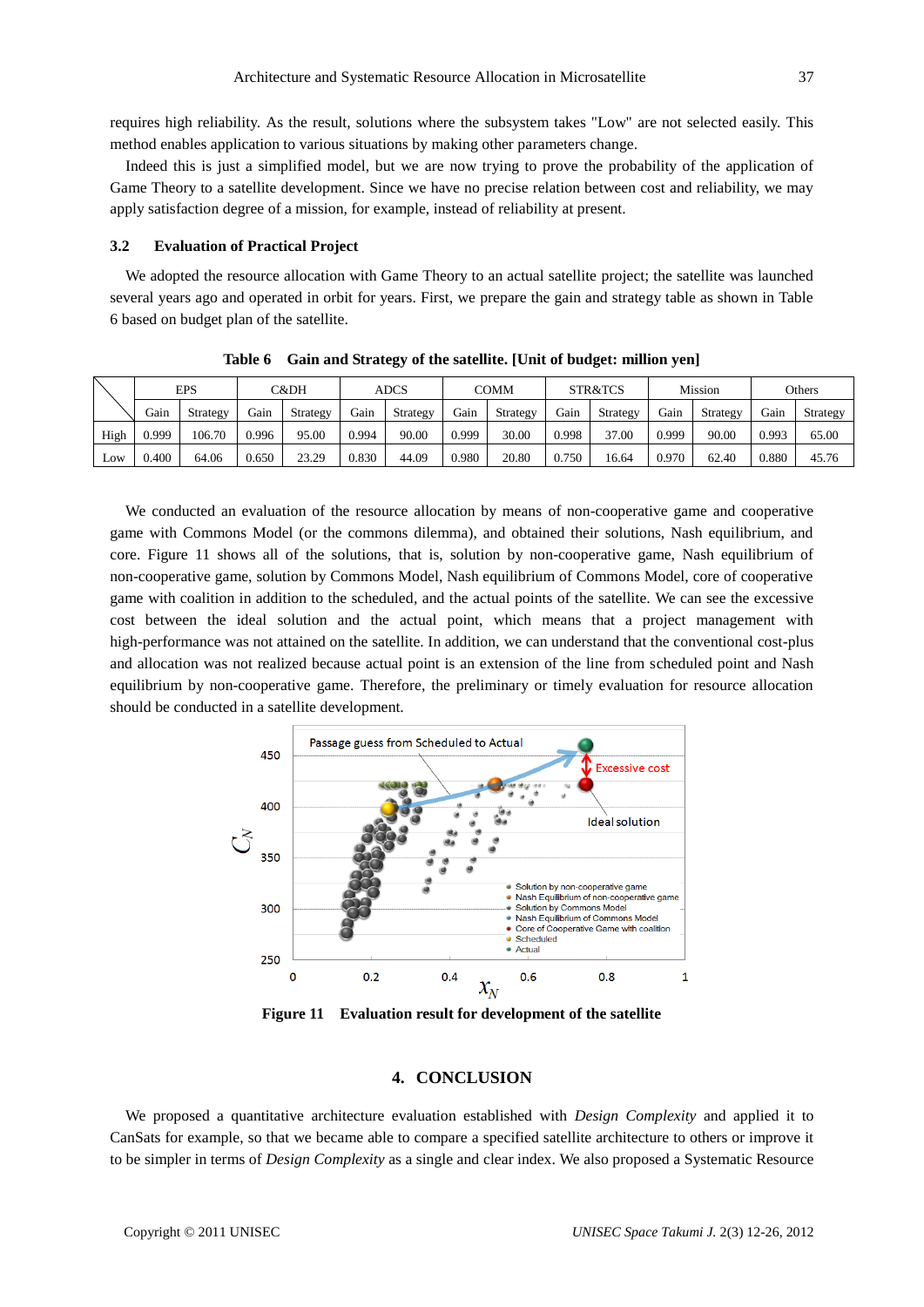requires high reliability. As the result, solutions where the subsystem takes "Low" are not selected easily. This method enables application to various situations by making other parameters change.

Indeed this is just a simplified model, but we are now trying to prove the probability of the application of Game Theory to a satellite development. Since we have no precise relation between cost and reliability, we may apply satisfaction degree of a mission, for example, instead of reliability at present.

### 3.2 Evaluation of Practical Project

We adopted the resource allocation with Game Theory to an actual satellite project; the satellite was launched several years ago and operated in orbit for years. First, we prepare the gain and strategy table as shown in Table 6 based on budget plan of the satellite.

**Table 6 Gain and Strategy of the satellite. [Unit of budget: million yen]**

| | EPS | | C&DH | | ADCS | | COMM | | STR&TCS | | Mission | | Others | |
|---|---|---|---|---|---|---|---|---|---|---|---|---|---|---|
| | Gain | Strategy | Gain | Strategy | Gain | Strategy | Gain | Strategy | Gain | Strategy | Gain | Strategy | Gain | Strategy |
| High | 0.999 | 106.70 | 0.996 | 95.00 | 0.994 | 90.00 | 0.999 | 30.00 | 0.998 | 37.00 | 0.999 | 90.00 | 0.993 | 65.00 |
| Low | 0.400 | 64.06 | 0.650 | 23.29 | 0.830 | 44.09 | 0.980 | 20.80 | 0.750 | 16.64 | 0.970 | 62.40 | 0.880 | 45.76 |

We conducted an evaluation of the resource allocation by means of non-cooperative game and cooperative game with Commons Model (or the commons dilemma), and obtained their solutions, Nash equilibrium, and core. Figure 11 shows all of the solutions, that is, solution by non-cooperative game, Nash equilibrium of non-cooperative game, solution by Commons Model, Nash equilibrium of Commons Model, core of cooperative game with coalition in addition to the scheduled, and the actual points of the satellite. We can see the excessive cost between the ideal solution and the actual point, which means that a project management with high-performance was not attained on the satellite. In addition, we can understand that the conventional cost-plus and allocation was not realized because actual point is an extension of the line from scheduled point and Nash equilibrium by non-cooperative game. Therefore, the preliminary or timely evaluation for resource allocation should be conducted in a satellite development.

**Figure 11 Evaluation result for development of the satellite**

## 4. CONCLUSION

We proposed a quantitative architecture evaluation established with *Design Complexity* and applied it to CanSats for example, so that we became able to compare a specified satellite architecture to others or improve it to be simpler in terms of *Design Complexity* as a single and clear index. We also proposed a Systematic Resource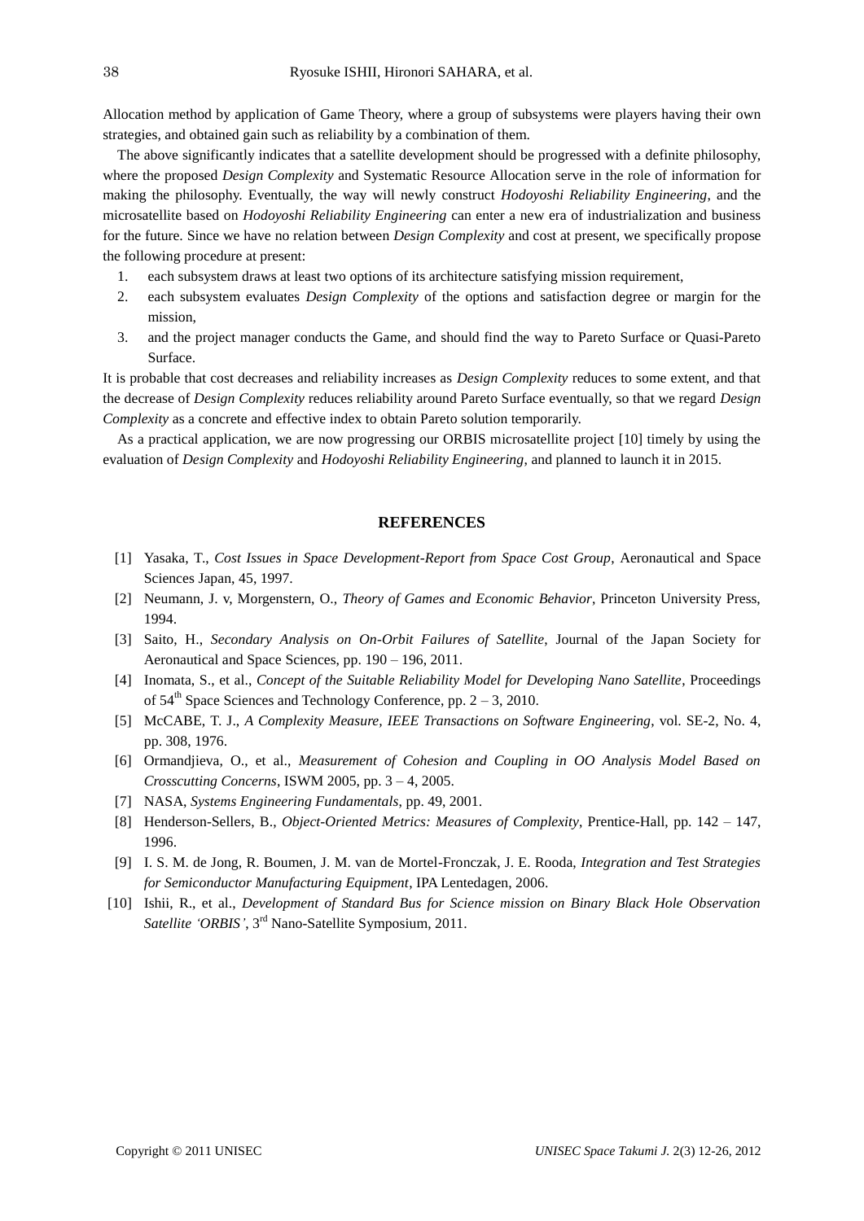Allocation method by application of Game Theory, where a group of subsystems were players having their own strategies, and obtained gain such as reliability by a combination of them.

The above significantly indicates that a satellite development should be progressed with a definite philosophy, where the proposed *Design Complexity* and Systematic Resource Allocation serve in the role of information for making the philosophy. Eventually, the way will newly construct *Hodoyoshi Reliability Engineering*, and the microsatellite based on *Hodoyoshi Reliability Engineering* can enter a new era of industrialization and business for the future. Since we have no relation between *Design Complexity* and cost at present, we specifically propose the following procedure at present:

1. each subsystem draws at least two options of its architecture satisfying mission requirement,
2. each subsystem evaluates *Design Complexity* of the options and satisfaction degree or margin for the mission,
3. and the project manager conducts the Game, and should find the way to Pareto Surface or Quasi-Pareto Surface.

It is probable that cost decreases and reliability increases as *Design Complexity* reduces to some extent, and that the decrease of *Design Complexity* reduces reliability around Pareto Surface eventually, so that we regard *Design Complexity* as a concrete and effective index to obtain Pareto solution temporarily.

As a practical application, we are now progressing our ORBIS microsatellite project [10] timely by using the evaluation of *Design Complexity* and *Hodoyoshi Reliability Engineering*, and planned to launch it in 2015.

## REFERENCES

[1] Yasaka, T., *Cost Issues in Space Development-Report from Space Cost Group*, Aeronautical and Space Sciences Japan, 45, 1997.

[2] Neumann, J. v, Morgenstern, O., *Theory of Games and Economic Behavior*, Princeton University Press, 1994.

[3] Saito, H., *Secondary Analysis on On-Orbit Failures of Satellite*, Journal of the Japan Society for Aeronautical and Space Sciences, pp. 190 – 196, 2011.

[4] Inomata, S., et al., *Concept of the Suitable Reliability Model for Developing Nano Satellite*, Proceedings of 54th Space Sciences and Technology Conference, pp. 2 – 3, 2010.

[5] McCABE, T. J., *A Complexity Measure, IEEE Transactions on Software Engineering*, vol. SE-2, No. 4, pp. 308, 1976.

[6] Ormandjieva, O., et al., *Measurement of Cohesion and Coupling in OO Analysis Model Based on Crosscutting Concerns*, ISWM 2005, pp. 3 – 4, 2005.

[7] NASA, *Systems Engineering Fundamentals*, pp. 49, 2001.

[8] Henderson-Sellers, B., *Object-Oriented Metrics: Measures of Complexity*, Prentice-Hall, pp. 142 – 147, 1996.

[9] I. S. M. de Jong, R. Boumen, J. M. van de Mortel-Fronczak, J. E. Rooda, *Integration and Test Strategies for Semiconductor Manufacturing Equipment*, IPA Lentedagen, 2006.

[10] Ishii, R., et al., *Development of Standard Bus for Science mission on Binary Black Hole Observation Satellite 'ORBIS'*, 3rd Nano-Satellite Symposium, 2011.